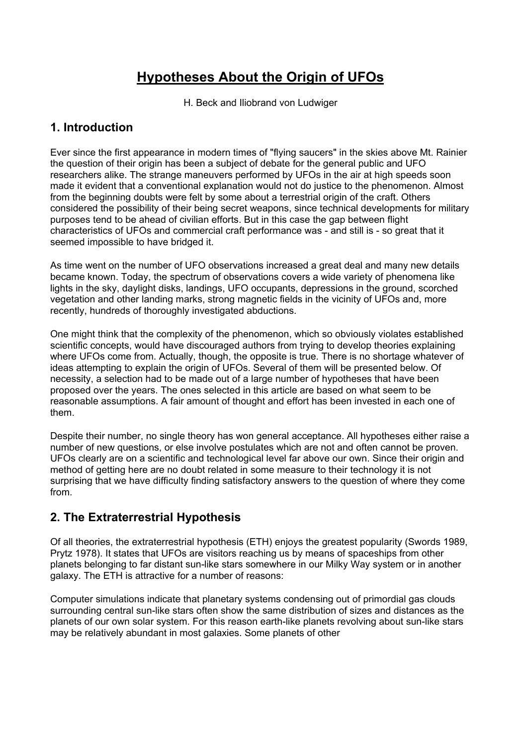# Hypotheses About the Origin of UFOs

H. Beck and Iliobrand von Ludwiger

## 1. Introduction

Ever since the first appearance in modern times of "flying saucers" in the skies above Mt. Rainier the question of their origin has been a subject of debate for the general public and UFO researchers alike. The strange maneuvers performed by UFOs in the air at high speeds soon made it evident that a conventional explanation would not do justice to the phenomenon. Almost from the beginning doubts were felt by some about a terrestrial origin of the craft. Others considered the possibility of their being secret weapons, since technical developments for military purposes tend to be ahead of civilian efforts. But in this case the gap between flight characteristics of UFOs and commercial craft performance was - and still is - so great that it seemed impossible to have bridged it.

As time went on the number of UFO observations increased a great deal and many new details became known. Today, the spectrum of observations covers a wide variety of phenomena like lights in the sky, daylight disks, landings, UFO occupants, depressions in the ground, scorched vegetation and other landing marks, strong magnetic fields in the vicinity of UFOs and, more recently, hundreds of thoroughly investigated abductions.

One might think that the complexity of the phenomenon, which so obviously violates established scientific concepts, would have discouraged authors from trying to develop theories explaining where UFOs come from. Actually, though, the opposite is true. There is no shortage whatever of ideas attempting to explain the origin of UFOs. Several of them will be presented below. Of necessity, a selection had to be made out of a large number of hypotheses that have been proposed over the years. The ones selected in this article are based on what seem to be reasonable assumptions. A fair amount of thought and effort has been invested in each one of them.

Despite their number, no single theory has won general acceptance. All hypotheses either raise a number of new questions, or else involve postulates which are not and often cannot be proven. UFOs clearly are on a scientific and technological level far above our own. Since their origin and method of getting here are no doubt related in some measure to their technology it is not surprising that we have difficulty finding satisfactory answers to the question of where they come from.

## 2. The Extraterrestrial Hypothesis

Of all theories, the extraterrestrial hypothesis (ETH) enjoys the greatest popularity (Swords 1989, Prytz 1978). It states that UFOs are visitors reaching us by means of spaceships from other planets belonging to far distant sun-like stars somewhere in our Milky Way system or in another galaxy. The ETH is attractive for a number of reasons:

Computer simulations indicate that planetary systems condensing out of primordial gas clouds surrounding central sun-like stars often show the same distribution of sizes and distances as the planets of our own solar system. For this reason earth-like planets revolving about sun-like stars may be relatively abundant in most galaxies. Some planets of other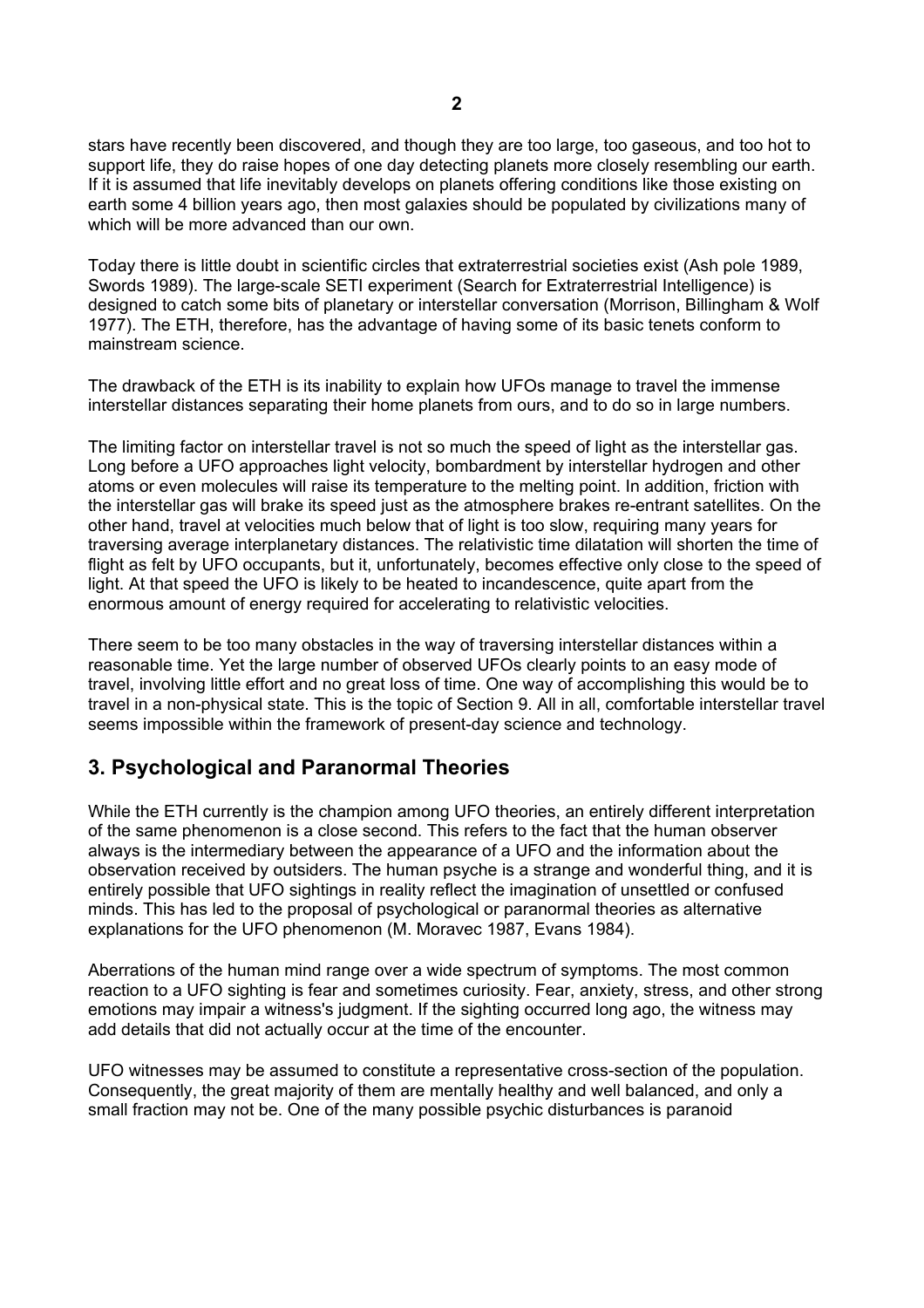stars have recently been discovered, and though they are too large, too gaseous, and too hot to support life, they do raise hopes of one day detecting planets more closely resembling our earth. If it is assumed that life inevitably develops on planets offering conditions like those existing on earth some 4 billion years ago, then most galaxies should be populated by civilizations many of which will be more advanced than our own.

Today there is little doubt in scientific circles that extraterrestrial societies exist (Ash pole 1989, Swords 1989). The large-scale SETI experiment (Search for Extraterrestrial Intelligence) is designed to catch some bits of planetary or interstellar conversation (Morrison, Billingham & Wolf 1977). The ETH, therefore, has the advantage of having some of its basic tenets conform to mainstream science.

The drawback of the ETH is its inability to explain how UFOs manage to travel the immense interstellar distances separating their home planets from ours, and to do so in large numbers.

The limiting factor on interstellar travel is not so much the speed of light as the interstellar gas. Long before a UFO approaches light velocity, bombardment by interstellar hydrogen and other atoms or even molecules will raise its temperature to the melting point. In addition, friction with the interstellar gas will brake its speed just as the atmosphere brakes re-entrant satellites. On the other hand, travel at velocities much below that of light is too slow, requiring many years for traversing average interplanetary distances. The relativistic time dilatation will shorten the time of flight as felt by UFO occupants, but it, unfortunately, becomes effective only close to the speed of light. At that speed the UFO is likely to be heated to incandescence, quite apart from the enormous amount of energy required for accelerating to relativistic velocities.

There seem to be too many obstacles in the way of traversing interstellar distances within a reasonable time. Yet the large number of observed UFOs clearly points to an easy mode of travel, involving little effort and no great loss of time. One way of accomplishing this would be to travel in a non-physical state. This is the topic of Section 9. All in all, comfortable interstellar travel seems impossible within the framework of present-day science and technology.

## 3. Psychological and Paranormal Theories

While the ETH currently is the champion among UFO theories, an entirely different interpretation of the same phenomenon is a close second. This refers to the fact that the human observer always is the intermediary between the appearance of a UFO and the information about the observation received by outsiders. The human psyche is a strange and wonderful thing, and it is entirely possible that UFO sightings in reality reflect the imagination of unsettled or confused minds. This has led to the proposal of psychological or paranormal theories as alternative explanations for the UFO phenomenon (M. Moravec 1987, Evans 1984).

Aberrations of the human mind range over a wide spectrum of symptoms. The most common reaction to a UFO sighting is fear and sometimes curiosity. Fear, anxiety, stress, and other strong emotions may impair a witness's judgment. If the sighting occurred long ago, the witness may add details that did not actually occur at the time of the encounter.

UFO witnesses may be assumed to constitute a representative cross-section of the population. Consequently, the great majority of them are mentally healthy and well balanced, and only a small fraction may not be. One of the many possible psychic disturbances is paranoid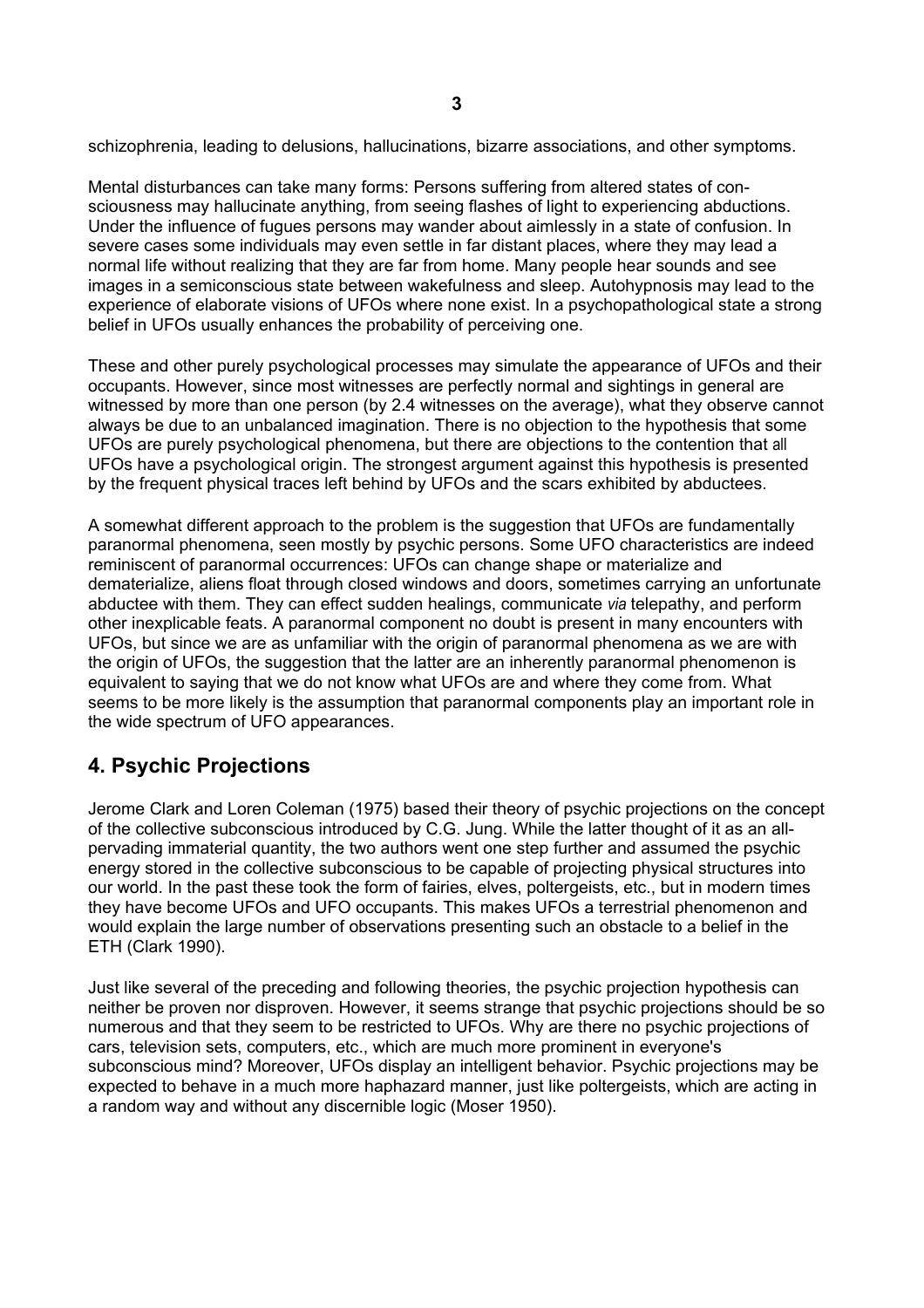schizophrenia, leading to delusions, hallucinations, bizarre associations, and other symptoms.

Mental disturbances can take many forms: Persons suffering from altered states of consciousness may hallucinate anything, from seeing flashes of light to experiencing abductions. Under the influence of fugues persons may wander about aimlessly in a state of confusion. In severe cases some individuals may even settle in far distant places, where they may lead a normal life without realizing that they are far from home. Many people hear sounds and see images in a semiconscious state between wakefulness and sleep. Autohypnosis may lead to the experience of elaborate visions of UFOs where none exist. In a psychopathological state a strong belief in UFOs usually enhances the probability of perceiving one.

These and other purely psychological processes may simulate the appearance of UFOs and their occupants. However, since most witnesses are perfectly normal and sightings in general are witnessed by more than one person (by 2.4 witnesses on the average), what they observe cannot always be due to an unbalanced imagination. There is no objection to the hypothesis that some UFOs are purely psychological phenomena, but there are objections to the contention that all UFOs have a psychological origin. The strongest argument against this hypothesis is presented by the frequent physical traces left behind by UFOs and the scars exhibited by abductees.

A somewhat different approach to the problem is the suggestion that UFOs are fundamentally paranormal phenomena, seen mostly by psychic persons. Some UFO characteristics are indeed reminiscent of paranormal occurrences: UFOs can change shape or materialize and dematerialize, aliens float through closed windows and doors, sometimes carrying an unfortunate abductee with them. They can effect sudden healings, communicate *via* telepathy, and perform other inexplicable feats. A paranormal component no doubt is present in many encounters with UFOs, but since we are as unfamiliar with the origin of paranormal phenomena as we are with the origin of UFOs, the suggestion that the latter are an inherently paranormal phenomenon is equivalent to saying that we do not know what UFOs are and where they come from. What seems to be more likely is the assumption that paranormal components play an important role in the wide spectrum of UFO appearances.

## 4. Psychic Projections

Jerome Clark and Loren Coleman (1975) based their theory of psychic projections on the concept of the collective subconscious introduced by C.G. Jung. While the latter thought of it as an all-pervading immaterial quantity, the two authors went one step further and assumed the psychic energy stored in the collective subconscious to be capable of projecting physical structures into our world. In the past these took the form of fairies, elves, poltergeists, etc., but in modern times they have become UFOs and UFO occupants. This makes UFOs a terrestrial phenomenon and would explain the large number of observations presenting such an obstacle to a belief in the ETH (Clark 1990).

Just like several of the preceding and following theories, the psychic projection hypothesis can neither be proven nor disproven. However, it seems strange that psychic projections should be so numerous and that they seem to be restricted to UFOs. Why are there no psychic projections of cars, television sets, computers, etc., which are much more prominent in everyone's subconscious mind? Moreover, UFOs display an intelligent behavior. Psychic projections may be expected to behave in a much more haphazard manner, just like poltergeists, which are acting in a random way and without any discernible logic (Moser 1950).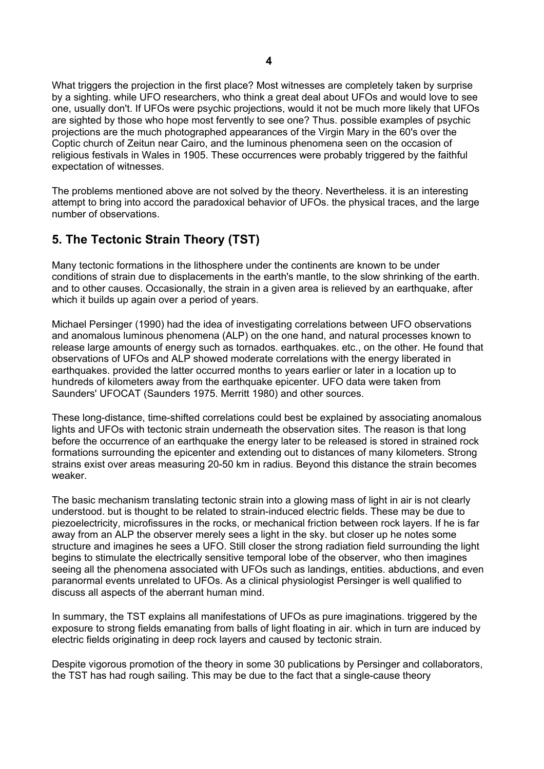What triggers the projection in the first place? Most witnesses are completely taken by surprise by a sighting. while UFO researchers, who think a great deal about UFOs and would love to see one, usually don't. If UFOs were psychic projections, would it not be much more likely that UFOs are sighted by those who hope most fervently to see one? Thus. possible examples of psychic projections are the much photographed appearances of the Virgin Mary in the 60's over the Coptic church of Zeitun near Cairo, and the luminous phenomena seen on the occasion of religious festivals in Wales in 1905. These occurrences were probably triggered by the faithful expectation of witnesses.

The problems mentioned above are not solved by the theory. Nevertheless. it is an interesting attempt to bring into accord the paradoxical behavior of UFOs. the physical traces, and the large number of observations.

## 5. The Tectonic Strain Theory (TST)

Many tectonic formations in the lithosphere under the continents are known to be under conditions of strain due to displacements in the earth's mantle, to the slow shrinking of the earth. and to other causes. Occasionally, the strain in a given area is relieved by an earthquake, after which it builds up again over a period of years.

Michael Persinger (1990) had the idea of investigating correlations between UFO observations and anomalous luminous phenomena (ALP) on the one hand, and natural processes known to release large amounts of energy such as tornados. earthquakes. etc., on the other. He found that observations of UFOs and ALP showed moderate correlations with the energy liberated in earthquakes. provided the latter occurred months to years earlier or later in a location up to hundreds of kilometers away from the earthquake epicenter. UFO data were taken from Saunders' UFOCAT (Saunders 1975. Merritt 1980) and other sources.

These long-distance, time-shifted correlations could best be explained by associating anomalous lights and UFOs with tectonic strain underneath the observation sites. The reason is that long before the occurrence of an earthquake the energy later to be released is stored in strained rock formations surrounding the epicenter and extending out to distances of many kilometers. Strong strains exist over areas measuring 20-50 km in radius. Beyond this distance the strain becomes weaker.

The basic mechanism translating tectonic strain into a glowing mass of light in air is not clearly understood. but is thought to be related to strain-induced electric fields. These may be due to piezoelectricity, microfissures in the rocks, or mechanical friction between rock layers. If he is far away from an ALP the observer merely sees a light in the sky. but closer up he notes some structure and imagines he sees a UFO. Still closer the strong radiation field surrounding the light begins to stimulate the electrically sensitive temporal lobe of the observer, who then imagines seeing all the phenomena associated with UFOs such as landings, entities. abductions, and even paranormal events unrelated to UFOs. As a clinical physiologist Persinger is well qualified to discuss all aspects of the aberrant human mind.

In summary, the TST explains all manifestations of UFOs as pure imaginations. triggered by the exposure to strong fields emanating from balls of light floating in air. which in turn are induced by electric fields originating in deep rock layers and caused by tectonic strain.

Despite vigorous promotion of the theory in some 30 publications by Persinger and collaborators, the TST has had rough sailing. This may be due to the fact that a single-cause theory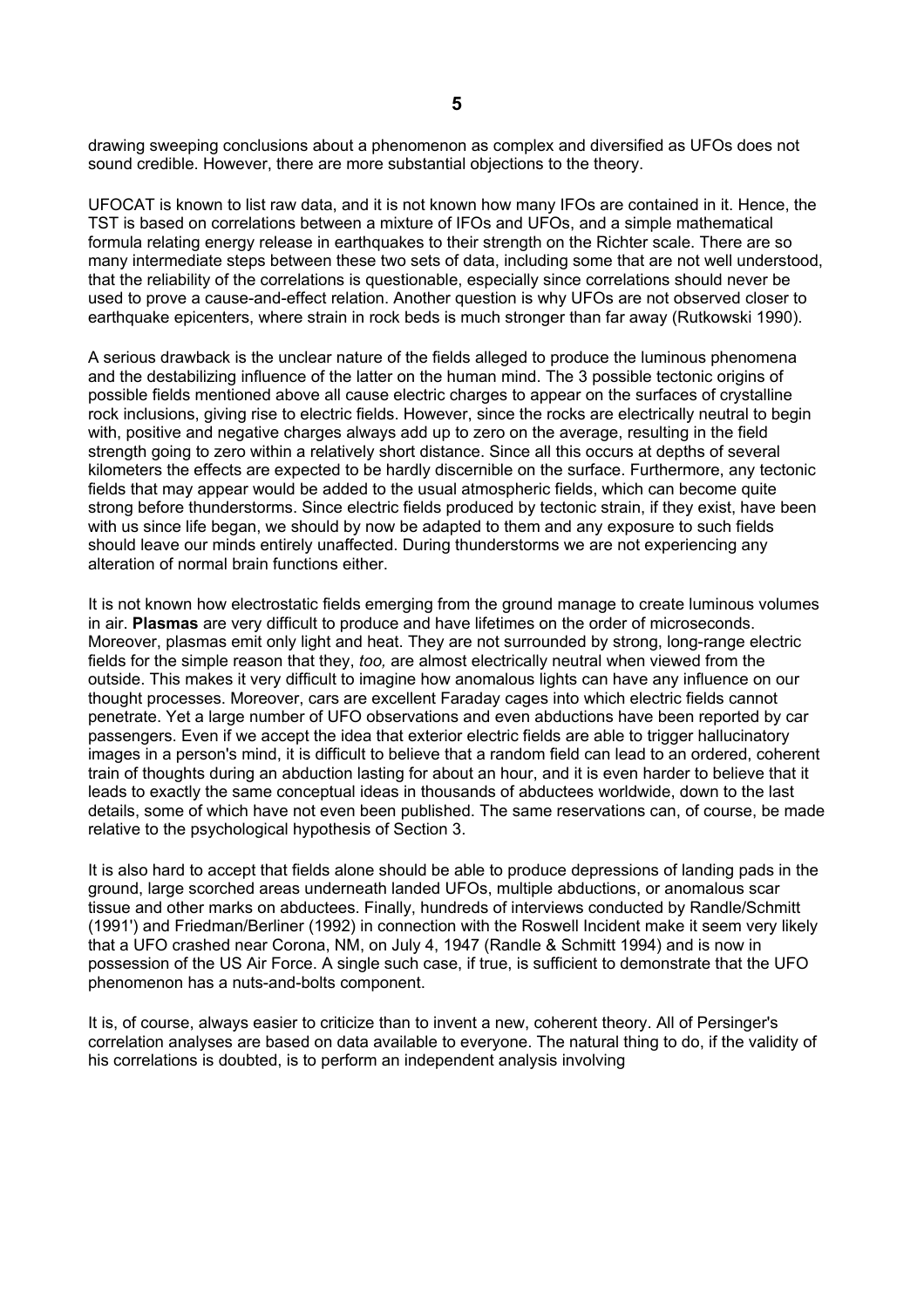drawing sweeping conclusions about a phenomenon as complex and diversified as UFOs does not sound credible. However, there are more substantial objections to the theory.

UFOCAT is known to list raw data, and it is not known how many IFOs are contained in it. Hence, the TST is based on correlations between a mixture of IFOs and UFOs, and a simple mathematical formula relating energy release in earthquakes to their strength on the Richter scale. There are so many intermediate steps between these two sets of data, including some that are not well understood, that the reliability of the correlations is questionable, especially since correlations should never be used to prove a cause-and-effect relation. Another question is why UFOs are not observed closer to earthquake epicenters, where strain in rock beds is much stronger than far away (Rutkowski 1990).

A serious drawback is the unclear nature of the fields alleged to produce the luminous phenomena and the destabilizing influence of the latter on the human mind. The 3 possible tectonic origins of possible fields mentioned above all cause electric charges to appear on the surfaces of crystalline rock inclusions, giving rise to electric fields. However, since the rocks are electrically neutral to begin with, positive and negative charges always add up to zero on the average, resulting in the field strength going to zero within a relatively short distance. Since all this occurs at depths of several kilometers the effects are expected to be hardly discernible on the surface. Furthermore, any tectonic fields that may appear would be added to the usual atmospheric fields, which can become quite strong before thunderstorms. Since electric fields produced by tectonic strain, if they exist, have been with us since life began, we should by now be adapted to them and any exposure to such fields should leave our minds entirely unaffected. During thunderstorms we are not experiencing any alteration of normal brain functions either.

It is not known how electrostatic fields emerging from the ground manage to create luminous volumes in air. **Plasmas** are very difficult to produce and have lifetimes on the order of microseconds. Moreover, plasmas emit only light and heat. They are not surrounded by strong, long-range electric fields for the simple reason that they, *too,* are almost electrically neutral when viewed from the outside. This makes it very difficult to imagine how anomalous lights can have any influence on our thought processes. Moreover, cars are excellent Faraday cages into which electric fields cannot penetrate. Yet a large number of UFO observations and even abductions have been reported by car passengers. Even if we accept the idea that exterior electric fields are able to trigger hallucinatory images in a person's mind, it is difficult to believe that a random field can lead to an ordered, coherent train of thoughts during an abduction lasting for about an hour, and it is even harder to believe that it leads to exactly the same conceptual ideas in thousands of abductees worldwide, down to the last details, some of which have not even been published. The same reservations can, of course, be made relative to the psychological hypothesis of Section 3.

It is also hard to accept that fields alone should be able to produce depressions of landing pads in the ground, large scorched areas underneath landed UFOs, multiple abductions, or anomalous scar tissue and other marks on abductees. Finally, hundreds of interviews conducted by Randle/Schmitt (1991') and Friedman/Berliner (1992) in connection with the Roswell Incident make it seem very likely that a UFO crashed near Corona, NM, on July 4, 1947 (Randle & Schmitt 1994) and is now in possession of the US Air Force. A single such case, if true, is sufficient to demonstrate that the UFO phenomenon has a nuts-and-bolts component.

It is, of course, always easier to criticize than to invent a new, coherent theory. All of Persinger's correlation analyses are based on data available to everyone. The natural thing to do, if the validity of his correlations is doubted, is to perform an independent analysis involving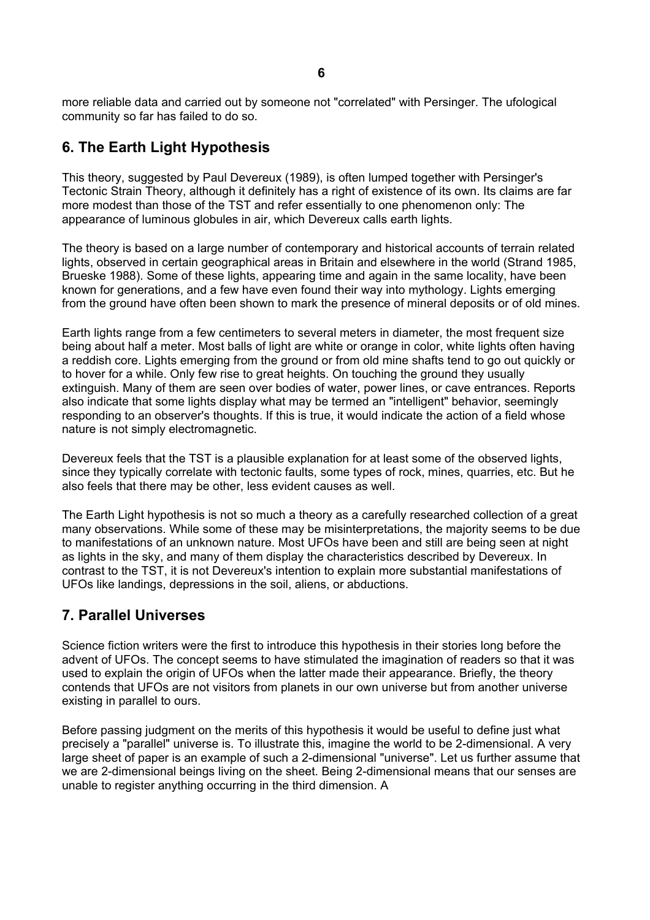more reliable data and carried out by someone not "correlated" with Persinger. The ufological community so far has failed to do so.

## 6. The Earth Light Hypothesis

This theory, suggested by Paul Devereux (1989), is often lumped together with Persinger's Tectonic Strain Theory, although it definitely has a right of existence of its own. Its claims are far more modest than those of the TST and refer essentially to one phenomenon only: The appearance of luminous globules in air, which Devereux calls earth lights.

The theory is based on a large number of contemporary and historical accounts of terrain related lights, observed in certain geographical areas in Britain and elsewhere in the world (Strand 1985, Brueske 1988). Some of these lights, appearing time and again in the same locality, have been known for generations, and a few have even found their way into mythology. Lights emerging from the ground have often been shown to mark the presence of mineral deposits or of old mines.

Earth lights range from a few centimeters to several meters in diameter, the most frequent size being about half a meter. Most balls of light are white or orange in color, white lights often having a reddish core. Lights emerging from the ground or from old mine shafts tend to go out quickly or to hover for a while. Only few rise to great heights. On touching the ground they usually extinguish. Many of them are seen over bodies of water, power lines, or cave entrances. Reports also indicate that some lights display what may be termed an "intelligent" behavior, seemingly responding to an observer's thoughts. If this is true, it would indicate the action of a field whose nature is not simply electromagnetic.

Devereux feels that the TST is a plausible explanation for at least some of the observed lights, since they typically correlate with tectonic faults, some types of rock, mines, quarries, etc. But he also feels that there may be other, less evident causes as well.

The Earth Light hypothesis is not so much a theory as a carefully researched collection of a great many observations. While some of these may be misinterpretations, the majority seems to be due to manifestations of an unknown nature. Most UFOs have been and still are being seen at night as lights in the sky, and many of them display the characteristics described by Devereux. In contrast to the TST, it is not Devereux's intention to explain more substantial manifestations of UFOs like landings, depressions in the soil, aliens, or abductions.

## 7. Parallel Universes

Science fiction writers were the first to introduce this hypothesis in their stories long before the advent of UFOs. The concept seems to have stimulated the imagination of readers so that it was used to explain the origin of UFOs when the latter made their appearance. Briefly, the theory contends that UFOs are not visitors from planets in our own universe but from another universe existing in parallel to ours.

Before passing judgment on the merits of this hypothesis it would be useful to define just what precisely a "parallel" universe is. To illustrate this, imagine the world to be 2-dimensional. A very large sheet of paper is an example of such a 2-dimensional "universe". Let us further assume that we are 2-dimensional beings living on the sheet. Being 2-dimensional means that our senses are unable to register anything occurring in the third dimension. A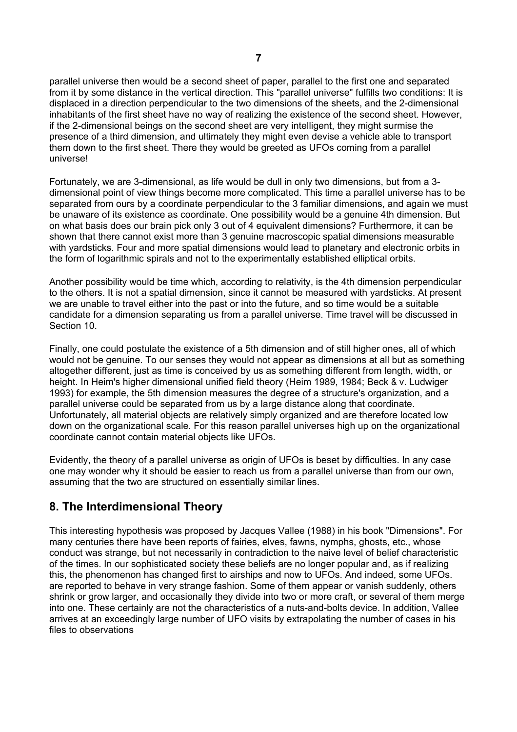parallel universe then would be a second sheet of paper, parallel to the first one and separated from it by some distance in the vertical direction. This "parallel universe" fulfills two conditions: It is displaced in a direction perpendicular to the two dimensions of the sheets, and the 2-dimensional inhabitants of the first sheet have no way of realizing the existence of the second sheet. However, if the 2-dimensional beings on the second sheet are very intelligent, they might surmise the presence of a third dimension, and ultimately they might even devise a vehicle able to transport them down to the first sheet. There they would be greeted as UFOs coming from a parallel universe!

Fortunately, we are 3-dimensional, as life would be dull in only two dimensions, but from a 3-dimensional point of view things become more complicated. This time a parallel universe has to be separated from ours by a coordinate perpendicular to the 3 familiar dimensions, and again we must be unaware of its existence as coordinate. One possibility would be a genuine 4th dimension. But on what basis does our brain pick only 3 out of 4 equivalent dimensions? Furthermore, it can be shown that there cannot exist more than 3 genuine macroscopic spatial dimensions measurable with yardsticks. Four and more spatial dimensions would lead to planetary and electronic orbits in the form of logarithmic spirals and not to the experimentally established elliptical orbits.

Another possibility would be time which, according to relativity, is the 4th dimension perpendicular to the others. It is not a spatial dimension, since it cannot be measured with yardsticks. At present we are unable to travel either into the past or into the future, and so time would be a suitable candidate for a dimension separating us from a parallel universe. Time travel will be discussed in Section 10.

Finally, one could postulate the existence of a 5th dimension and of still higher ones, all of which would not be genuine. To our senses they would not appear as dimensions at all but as something altogether different, just as time is conceived by us as something different from length, width, or height. In Heim's higher dimensional unified field theory (Heim 1989, 1984; Beck & v. Ludwiger 1993) for example, the 5th dimension measures the degree of a structure's organization, and a parallel universe could be separated from us by a large distance along that coordinate. Unfortunately, all material objects are relatively simply organized and are therefore located low down on the organizational scale. For this reason parallel universes high up on the organizational coordinate cannot contain material objects like UFOs.

Evidently, the theory of a parallel universe as origin of UFOs is beset by difficulties. In any case one may wonder why it should be easier to reach us from a parallel universe than from our own, assuming that the two are structured on essentially similar lines.

## 8. The Interdimensional Theory

This interesting hypothesis was proposed by Jacques Vallee (1988) in his book "Dimensions". For many centuries there have been reports of fairies, elves, fawns, nymphs, ghosts, etc., whose conduct was strange, but not necessarily in contradiction to the naive level of belief characteristic of the times. In our sophisticated society these beliefs are no longer popular and, as if realizing this, the phenomenon has changed first to airships and now to UFOs. And indeed, some UFOs. are reported to behave in very strange fashion. Some of them appear or vanish suddenly, others shrink or grow larger, and occasionally they divide into two or more craft, or several of them merge into one. These certainly are not the characteristics of a nuts-and-bolts device. In addition, Vallee arrives at an exceedingly large number of UFO visits by extrapolating the number of cases in his files to observations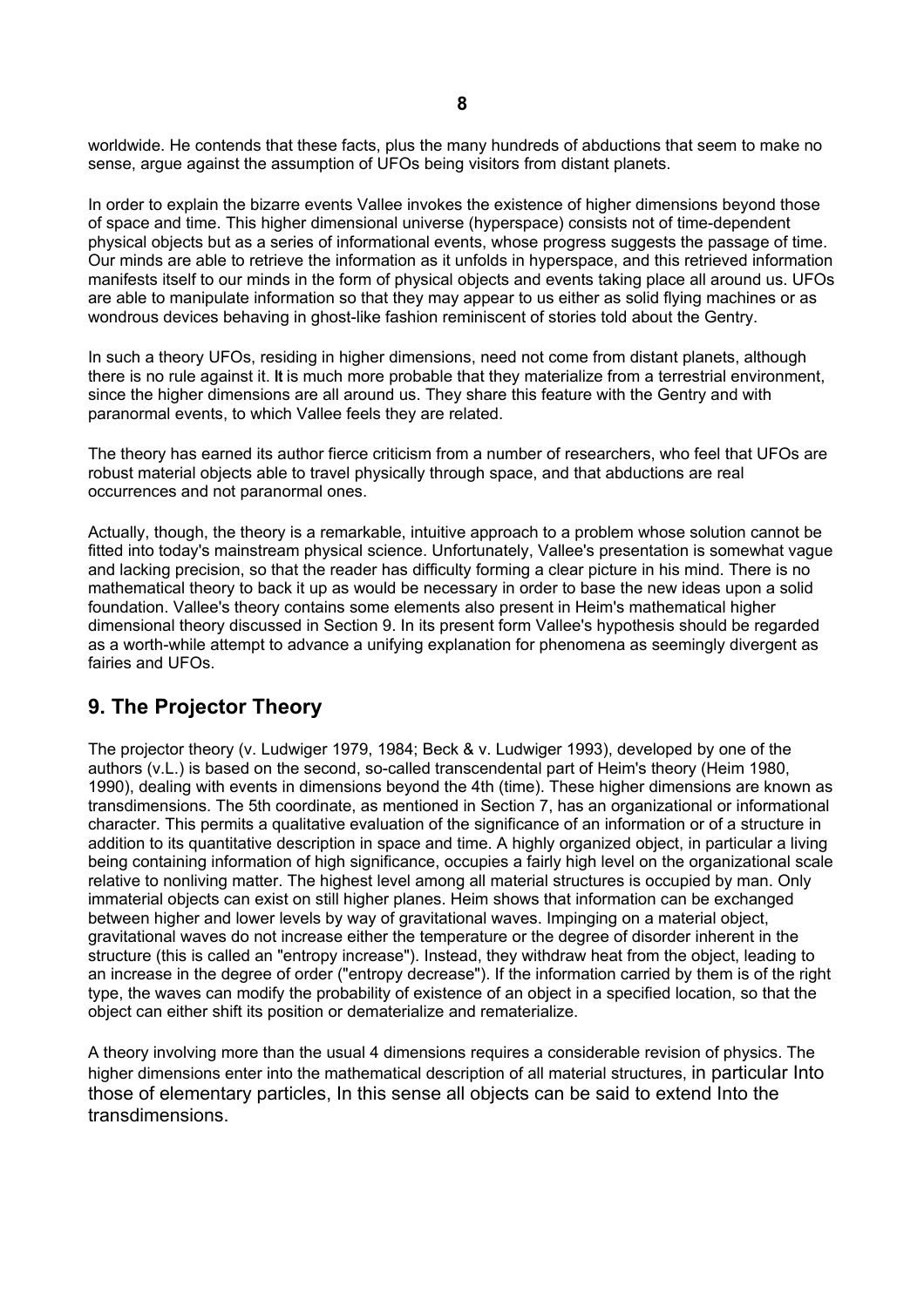worldwide. He contends that these facts, plus the many hundreds of abductions that seem to make no sense, argue against the assumption of UFOs being visitors from distant planets.

In order to explain the bizarre events Vallee invokes the existence of higher dimensions beyond those of space and time. This higher dimensional universe (hyperspace) consists not of time-dependent physical objects but as a series of informational events, whose progress suggests the passage of time. Our minds are able to retrieve the information as it unfolds in hyperspace, and this retrieved information manifests itself to our minds in the form of physical objects and events taking place all around us. UFOs are able to manipulate information so that they may appear to us either as solid flying machines or as wondrous devices behaving in ghost-like fashion reminiscent of stories told about the Gentry.

In such a theory UFOs, residing in higher dimensions, need not come from distant planets, although there is no rule against it. It is much more probable that they materialize from a terrestrial environment, since the higher dimensions are all around us. They share this feature with the Gentry and with paranormal events, to which Vallee feels they are related.

The theory has earned its author fierce criticism from a number of researchers, who feel that UFOs are robust material objects able to travel physically through space, and that abductions are real occurrences and not paranormal ones.

Actually, though, the theory is a remarkable, intuitive approach to a problem whose solution cannot be fitted into today's mainstream physical science. Unfortunately, Vallee's presentation is somewhat vague and lacking precision, so that the reader has difficulty forming a clear picture in his mind. There is no mathematical theory to back it up as would be necessary in order to base the new ideas upon a solid foundation. Vallee's theory contains some elements also present in Heim's mathematical higher dimensional theory discussed in Section 9. In its present form Vallee's hypothesis should be regarded as a worth-while attempt to advance a unifying explanation for phenomena as seemingly divergent as fairies and UFOs.

## 9. The Projector Theory

The projector theory (v. Ludwiger 1979, 1984; Beck & v. Ludwiger 1993), developed by one of the authors (v.L.) is based on the second, so-called transcendental part of Heim's theory (Heim 1980, 1990), dealing with events in dimensions beyond the 4th (time). These higher dimensions are known as transdimensions. The 5th coordinate, as mentioned in Section 7, has an organizational or informational character. This permits a qualitative evaluation of the significance of an information or of a structure in addition to its quantitative description in space and time. A highly organized object, in particular a living being containing information of high significance, occupies a fairly high level on the organizational scale relative to nonliving matter. The highest level among all material structures is occupied by man. Only immaterial objects can exist on still higher planes. Heim shows that information can be exchanged between higher and lower levels by way of gravitational waves. Impinging on a material object, gravitational waves do not increase either the temperature or the degree of disorder inherent in the structure (this is called an "entropy increase"). Instead, they withdraw heat from the object, leading to an increase in the degree of order ("entropy decrease"). If the information carried by them is of the right type, the waves can modify the probability of existence of an object in a specified location, so that the object can either shift its position or dematerialize and rematerialize.

A theory involving more than the usual 4 dimensions requires a considerable revision of physics. The higher dimensions enter into the mathematical description of all material structures, in particular Into those of elementary particles, In this sense all objects can be said to extend Into the transdimensions.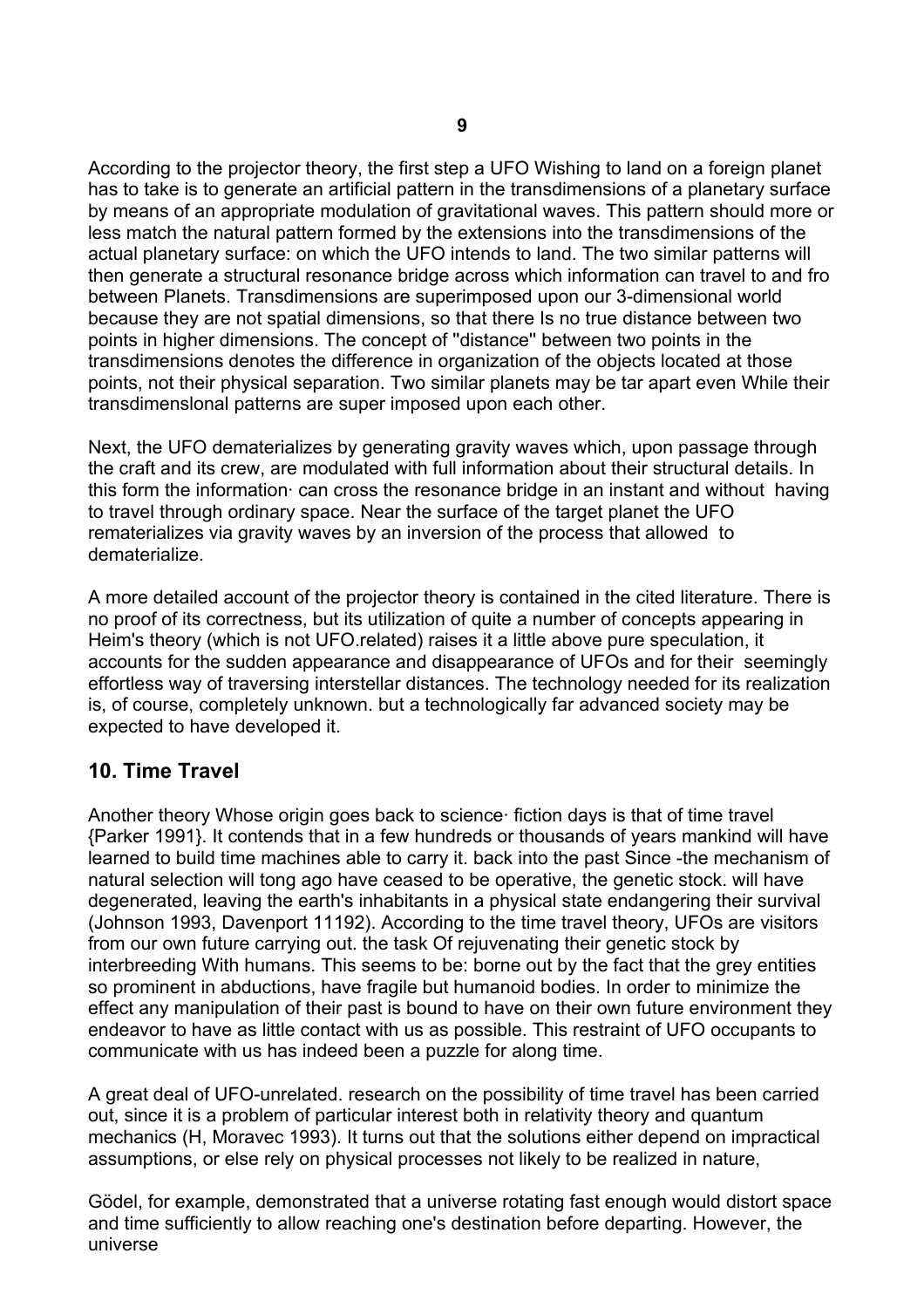According to the projector theory, the first step a UFO Wishing to land on a foreign planet has to take is to generate an artificial pattern in the transdimensions of a planetary surface by means of an appropriate modulation of gravitational waves. This pattern should more or less match the natural pattern formed by the extensions into the transdimensions of the actual planetary surface: on which the UFO intends to land. The two similar patterns will then generate a structural resonance bridge across which information can travel to and fro between Planets. Transdimensions are superimposed upon our 3-dimensional world because they are not spatial dimensions, so that there Is no true distance between two points in higher dimensions. The concept of "distance" between two points in the transdimensions denotes the difference in organization of the objects located at those points, not their physical separation. Two similar planets may be tar apart even While their transdimenslonal patterns are super imposed upon each other.

Next, the UFO dematerializes by generating gravity waves which, upon passage through the craft and its crew, are modulated with full information about their structural details. In this form the information· can cross the resonance bridge in an instant and without having to travel through ordinary space. Near the surface of the target planet the UFO rematerializes via gravity waves by an inversion of the process that allowed to dematerialize.

A more detailed account of the projector theory is contained in the cited literature. There is no proof of its correctness, but its utilization of quite a number of concepts appearing in Heim's theory (which is not UFO.related) raises it a little above pure speculation, it accounts for the sudden appearance and disappearance of UFOs and for their seemingly effortless way of traversing interstellar distances. The technology needed for its realization is, of course, completely unknown. but a technologically far advanced society may be expected to have developed it.

## 10. Time Travel

Another theory Whose origin goes back to science· fiction days is that of time travel {Parker 1991}. It contends that in a few hundreds or thousands of years mankind will have learned to build time machines able to carry it. back into the past Since -the mechanism of natural selection will tong ago have ceased to be operative, the genetic stock. will have degenerated, leaving the earth's inhabitants in a physical state endangering their survival (Johnson 1993, Davenport 11192). According to the time travel theory, UFOs are visitors from our own future carrying out. the task Of rejuvenating their genetic stock by interbreeding With humans. This seems to be: borne out by the fact that the grey entities so prominent in abductions, have fragile but humanoid bodies. In order to minimize the effect any manipulation of their past is bound to have on their own future environment they endeavor to have as little contact with us as possible. This restraint of UFO occupants to communicate with us has indeed been a puzzle for along time.

A great deal of UFO-unrelated. research on the possibility of time travel has been carried out, since it is a problem of particular interest both in relativity theory and quantum mechanics (H, Moravec 1993). It turns out that the solutions either depend on impractical assumptions, or else rely on physical processes not likely to be realized in nature,

Gödel, for example, demonstrated that a universe rotating fast enough would distort space and time sufficiently to allow reaching one's destination before departing. However, the universe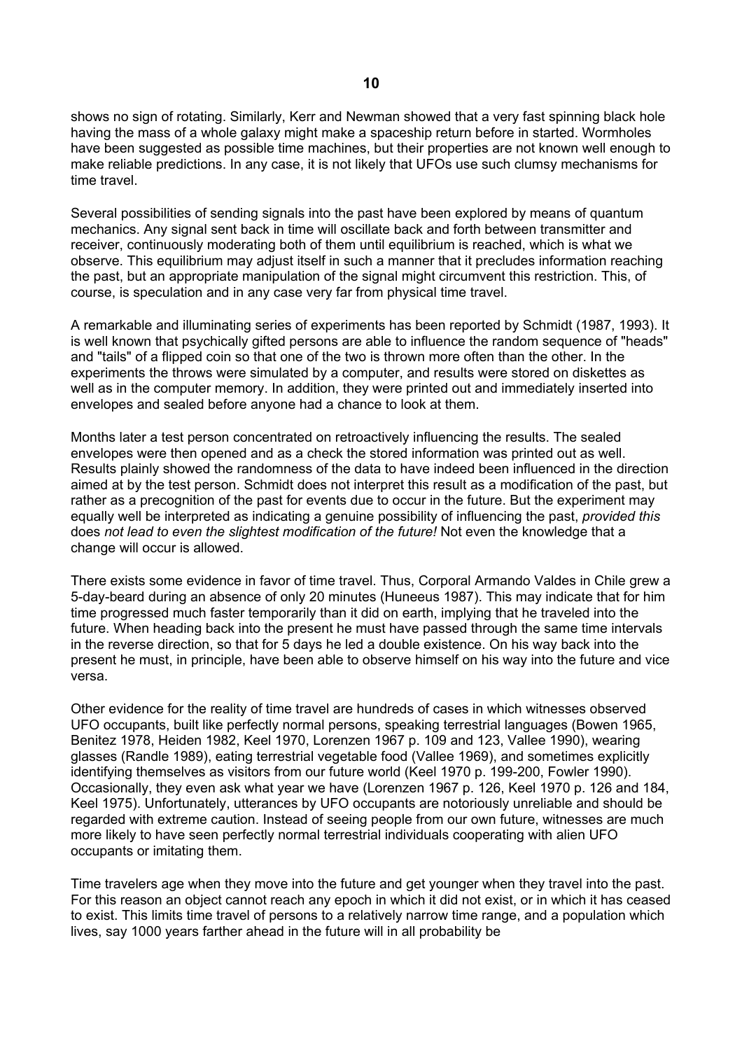shows no sign of rotating. Similarly, Kerr and Newman showed that a very fast spinning black hole having the mass of a whole galaxy might make a spaceship return before in started. Wormholes have been suggested as possible time machines, but their properties are not known well enough to make reliable predictions. In any case, it is not likely that UFOs use such clumsy mechanisms for time travel.

Several possibilities of sending signals into the past have been explored by means of quantum mechanics. Any signal sent back in time will oscillate back and forth between transmitter and receiver, continuously moderating both of them until equilibrium is reached, which is what we observe. This equilibrium may adjust itself in such a manner that it precludes information reaching the past, but an appropriate manipulation of the signal might circumvent this restriction. This, of course, is speculation and in any case very far from physical time travel.

A remarkable and illuminating series of experiments has been reported by Schmidt (1987, 1993). It is well known that psychically gifted persons are able to influence the random sequence of "heads" and "tails" of a flipped coin so that one of the two is thrown more often than the other. In the experiments the throws were simulated by a computer, and results were stored on diskettes as well as in the computer memory. In addition, they were printed out and immediately inserted into envelopes and sealed before anyone had a chance to look at them.

Months later a test person concentrated on retroactively influencing the results. The sealed envelopes were then opened and as a check the stored information was printed out as well. Results plainly showed the randomness of the data to have indeed been influenced in the direction aimed at by the test person. Schmidt does not interpret this result as a modification of the past, but rather as a precognition of the past for events due to occur in the future. But the experiment may equally well be interpreted as indicating a genuine possibility of influencing the past, *provided this* does *not lead to even the slightest modification of the future!* Not even the knowledge that a change will occur is allowed.

There exists some evidence in favor of time travel. Thus, Corporal Armando Valdes in Chile grew a 5-day-beard during an absence of only 20 minutes (Huneeus 1987). This may indicate that for him time progressed much faster temporarily than it did on earth, implying that he traveled into the future. When heading back into the present he must have passed through the same time intervals in the reverse direction, so that for 5 days he led a double existence. On his way back into the present he must, in principle, have been able to observe himself on his way into the future and vice versa.

Other evidence for the reality of time travel are hundreds of cases in which witnesses observed UFO occupants, built like perfectly normal persons, speaking terrestrial languages (Bowen 1965, Benitez 1978, Heiden 1982, Keel 1970, Lorenzen 1967 p. 109 and 123, Vallee 1990), wearing glasses (Randle 1989), eating terrestrial vegetable food (Vallee 1969), and sometimes explicitly identifying themselves as visitors from our future world (Keel 1970 p. 199-200, Fowler 1990). Occasionally, they even ask what year we have (Lorenzen 1967 p. 126, Keel 1970 p. 126 and 184, Keel 1975). Unfortunately, utterances by UFO occupants are notoriously unreliable and should be regarded with extreme caution. Instead of seeing people from our own future, witnesses are much more likely to have seen perfectly normal terrestrial individuals cooperating with alien UFO occupants or imitating them.

Time travelers age when they move into the future and get younger when they travel into the past. For this reason an object cannot reach any epoch in which it did not exist, or in which it has ceased to exist. This limits time travel of persons to a relatively narrow time range, and a population which lives, say 1000 years farther ahead in the future will in all probability be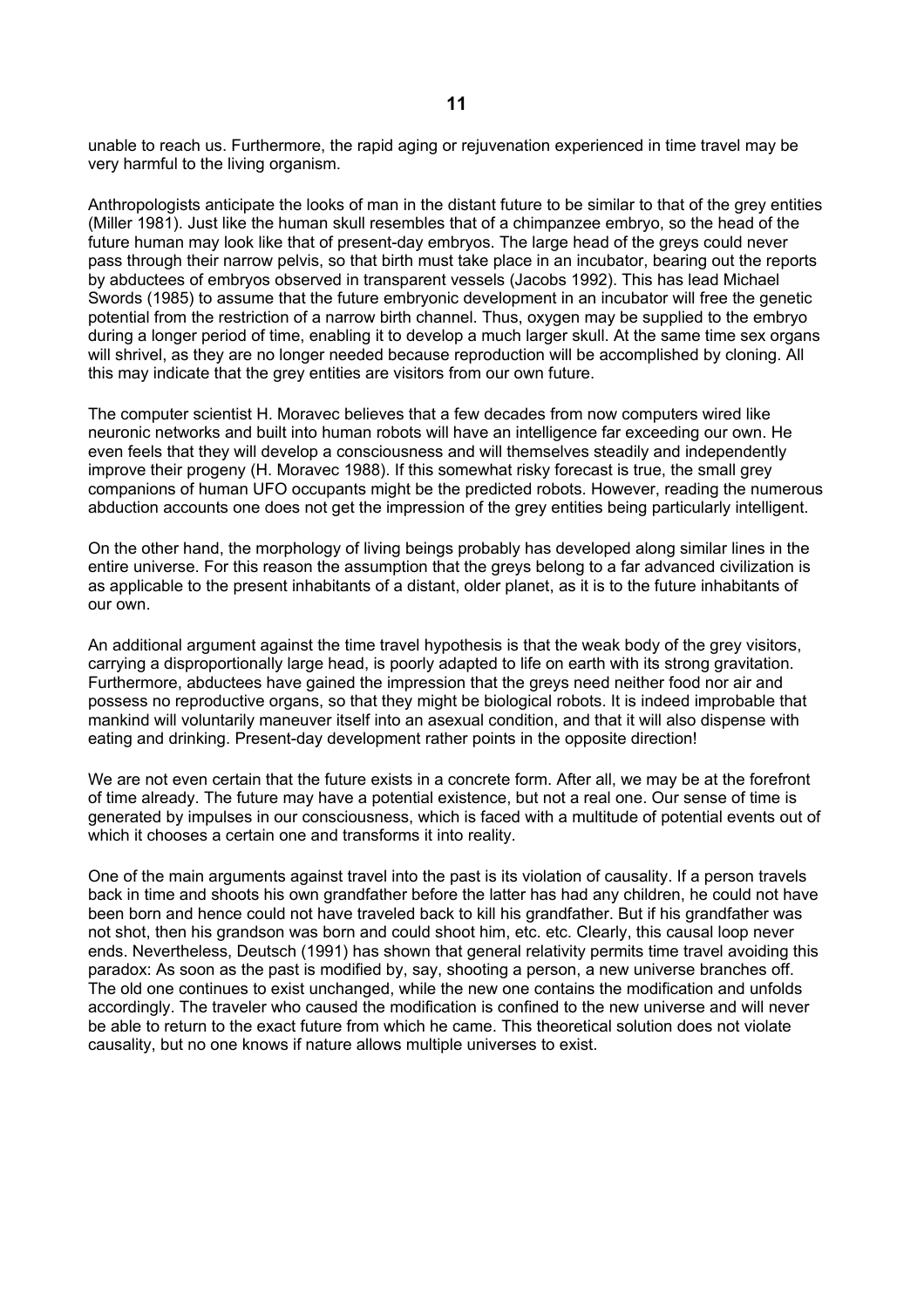unable to reach us. Furthermore, the rapid aging or rejuvenation experienced in time travel may be very harmful to the living organism.

Anthropologists anticipate the looks of man in the distant future to be similar to that of the grey entities (Miller 1981). Just like the human skull resembles that of a chimpanzee embryo, so the head of the future human may look like that of present-day embryos. The large head of the greys could never pass through their narrow pelvis, so that birth must take place in an incubator, bearing out the reports by abductees of embryos observed in transparent vessels (Jacobs 1992). This has lead Michael Swords (1985) to assume that the future embryonic development in an incubator will free the genetic potential from the restriction of a narrow birth channel. Thus, oxygen may be supplied to the embryo during a longer period of time, enabling it to develop a much larger skull. At the same time sex organs will shrivel, as they are no longer needed because reproduction will be accomplished by cloning. All this may indicate that the grey entities are visitors from our own future.

The computer scientist H. Moravec believes that a few decades from now computers wired like neuronic networks and built into human robots will have an intelligence far exceeding our own. He even feels that they will develop a consciousness and will themselves steadily and independently improve their progeny (H. Moravec 1988). If this somewhat risky forecast is true, the small grey companions of human UFO occupants might be the predicted robots. However, reading the numerous abduction accounts one does not get the impression of the grey entities being particularly intelligent.

On the other hand, the morphology of living beings probably has developed along similar lines in the entire universe. For this reason the assumption that the greys belong to a far advanced civilization is as applicable to the present inhabitants of a distant, older planet, as it is to the future inhabitants of our own.

An additional argument against the time travel hypothesis is that the weak body of the grey visitors, carrying a disproportionally large head, is poorly adapted to life on earth with its strong gravitation. Furthermore, abductees have gained the impression that the greys need neither food nor air and possess no reproductive organs, so that they might be biological robots. It is indeed improbable that mankind will voluntarily maneuver itself into an asexual condition, and that it will also dispense with eating and drinking. Present-day development rather points in the opposite direction!

We are not even certain that the future exists in a concrete form. After all, we may be at the forefront of time already. The future may have a potential existence, but not a real one. Our sense of time is generated by impulses in our consciousness, which is faced with a multitude of potential events out of which it chooses a certain one and transforms it into reality.

One of the main arguments against travel into the past is its violation of causality. If a person travels back in time and shoots his own grandfather before the latter has had any children, he could not have been born and hence could not have traveled back to kill his grandfather. But if his grandfather was not shot, then his grandson was born and could shoot him, etc. etc. Clearly, this causal loop never ends. Nevertheless, Deutsch (1991) has shown that general relativity permits time travel avoiding this paradox: As soon as the past is modified by, say, shooting a person, a new universe branches off. The old one continues to exist unchanged, while the new one contains the modification and unfolds accordingly. The traveler who caused the modification is confined to the new universe and will never be able to return to the exact future from which he came. This theoretical solution does not violate causality, but no one knows if nature allows multiple universes to exist.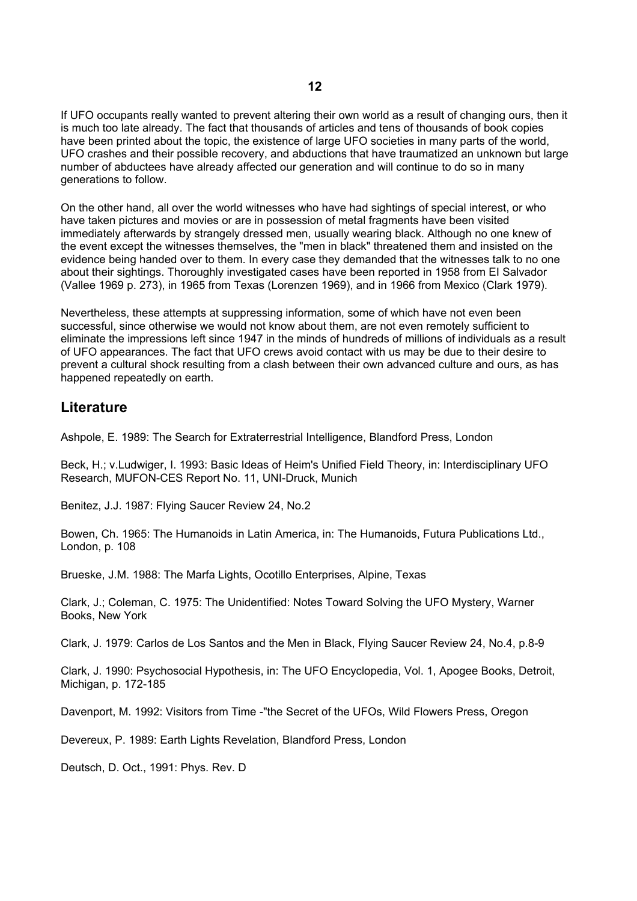If UFO occupants really wanted to prevent altering their own world as a result of changing ours, then it is much too late already. The fact that thousands of articles and tens of thousands of book copies have been printed about the topic, the existence of large UFO societies in many parts of the world, UFO crashes and their possible recovery, and abductions that have traumatized an unknown but large number of abductees have already affected our generation and will continue to do so in many generations to follow.

On the other hand, all over the world witnesses who have had sightings of special interest, or who have taken pictures and movies or are in possession of metal fragments have been visited immediately afterwards by strangely dressed men, usually wearing black. Although no one knew of the event except the witnesses themselves, the "men in black" threatened them and insisted on the evidence being handed over to them. In every case they demanded that the witnesses talk to no one about their sightings. Thoroughly investigated cases have been reported in 1958 from El Salvador (Vallee 1969 p. 273), in 1965 from Texas (Lorenzen 1969), and in 1966 from Mexico (Clark 1979).

Nevertheless, these attempts at suppressing information, some of which have not even been successful, since otherwise we would not know about them, are not even remotely sufficient to eliminate the impressions left since 1947 in the minds of hundreds of millions of individuals as a result of UFO appearances. The fact that UFO crews avoid contact with us may be due to their desire to prevent a cultural shock resulting from a clash between their own advanced culture and ours, as has happened repeatedly on earth.

## Literature

Ashpole, E. 1989: The Search for Extraterrestrial Intelligence, Blandford Press, London

Beck, H.; v.Ludwiger, I. 1993: Basic Ideas of Heim's Unified Field Theory, in: Interdisciplinary UFO Research, MUFON-CES Report No. 11, UNI-Druck, Munich

Benitez, J.J. 1987: Flying Saucer Review 24, No.2

Bowen, Ch. 1965: The Humanoids in Latin America, in: The Humanoids, Futura Publications Ltd., London, p. 108

Brueske, J.M. 1988: The Marfa Lights, Ocotillo Enterprises, Alpine, Texas

Clark, J.; Coleman, C. 1975: The Unidentified: Notes Toward Solving the UFO Mystery, Warner Books, New York

Clark, J. 1979: Carlos de Los Santos and the Men in Black, Flying Saucer Review 24, No.4, p.8-9

Clark, J. 1990: Psychosocial Hypothesis, in: The UFO Encyclopedia, Vol. 1, Apogee Books, Detroit, Michigan, p. 172-185

Davenport, M. 1992: Visitors from Time -"the Secret of the UFOs, Wild Flowers Press, Oregon

Devereux, P. 1989: Earth Lights Revelation, Blandford Press, London

Deutsch, D. Oct., 1991: Phys. Rev. D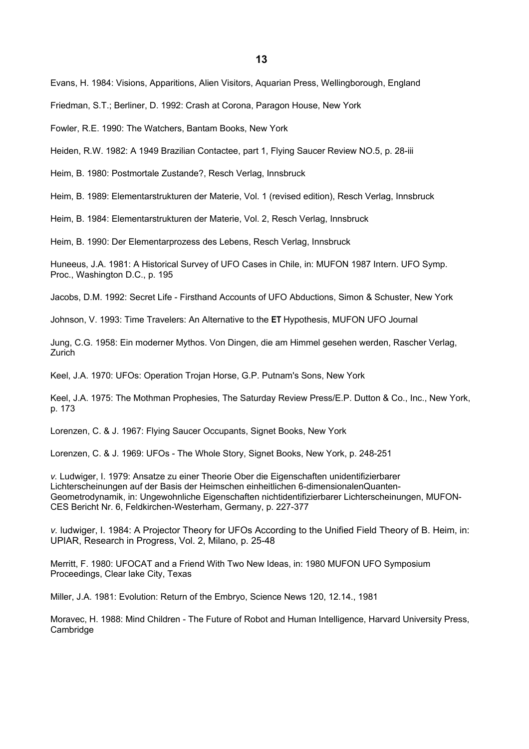Evans, H. 1984: Visions, Apparitions, Alien Visitors, Aquarian Press, Wellingborough, England

Friedman, S.T.; Berliner, D. 1992: Crash at Corona, Paragon House, New York

Fowler, R.E. 1990: The Watchers, Bantam Books, New York

Heiden, R.W. 1982: A 1949 Brazilian Contactee, part 1, Flying Saucer Review NO.5, p. 28-iii

Heim, B. 1980: Postmortale Zustande?, Resch Verlag, Innsbruck

Heim, B. 1989: Elementarstrukturen der Materie, Vol. 1 (revised edition), Resch Verlag, Innsbruck

Heim, B. 1984: Elementarstrukturen der Materie, Vol. 2, Resch Verlag, Innsbruck

Heim, B. 1990: Der Elementarprozess des Lebens, Resch Verlag, Innsbruck

Huneeus, J.A. 1981: A Historical Survey of UFO Cases in Chile, in: MUFON 1987 Intern. UFO Symp. Proc., Washington D.C., p. 195

Jacobs, D.M. 1992: Secret Life - Firsthand Accounts of UFO Abductions, Simon & Schuster, New York

Johnson, V. 1993: Time Travelers: An Alternative to the **ET** Hypothesis, MUFON UFO Journal

Jung, C.G. 1958: Ein moderner Mythos. Von Dingen, die am Himmel gesehen werden, Rascher Verlag, Zurich

Keel, J.A. 1970: UFOs: Operation Trojan Horse, G.P. Putnam's Sons, New York

Keel, J.A. 1975: The Mothman Prophesies, The Saturday Review Press/E.P. Dutton & Co., Inc., New York, p. 173

Lorenzen, C. & J. 1967: Flying Saucer Occupants, Signet Books, New York

Lorenzen, C. & J. 1969: UFOs - The Whole Story, Signet Books, New York, p. 248-251

*v.* Ludwiger, I. 1979: Ansatze zu einer Theorie Ober die Eigenschaften unidentifizierbarer Lichterscheinungen auf der Basis der Heimschen einheitlichen 6-dimensionalenQuanten-Geometrodynamik, in: Ungewohnliche Eigenschaften nichtidentifizierbarer Lichterscheinungen, MUFON-CES Bericht Nr. 6, Feldkirchen-Westerham, Germany, p. 227-377

*v.* ludwiger, I. 1984: A Projector Theory for UFOs According to the Unified Field Theory of B. Heim, in: UPIAR, Research in Progress, Vol. 2, Milano, p. 25-48

Merritt, F. 1980: UFOCAT and a Friend With Two New Ideas, in: 1980 MUFON UFO Symposium Proceedings, Clear lake City, Texas

Miller, J.A. 1981: Evolution: Return of the Embryo, Science News 120, 12.14., 1981

Moravec, H. 1988: Mind Children - The Future of Robot and Human Intelligence, Harvard University Press, Cambridge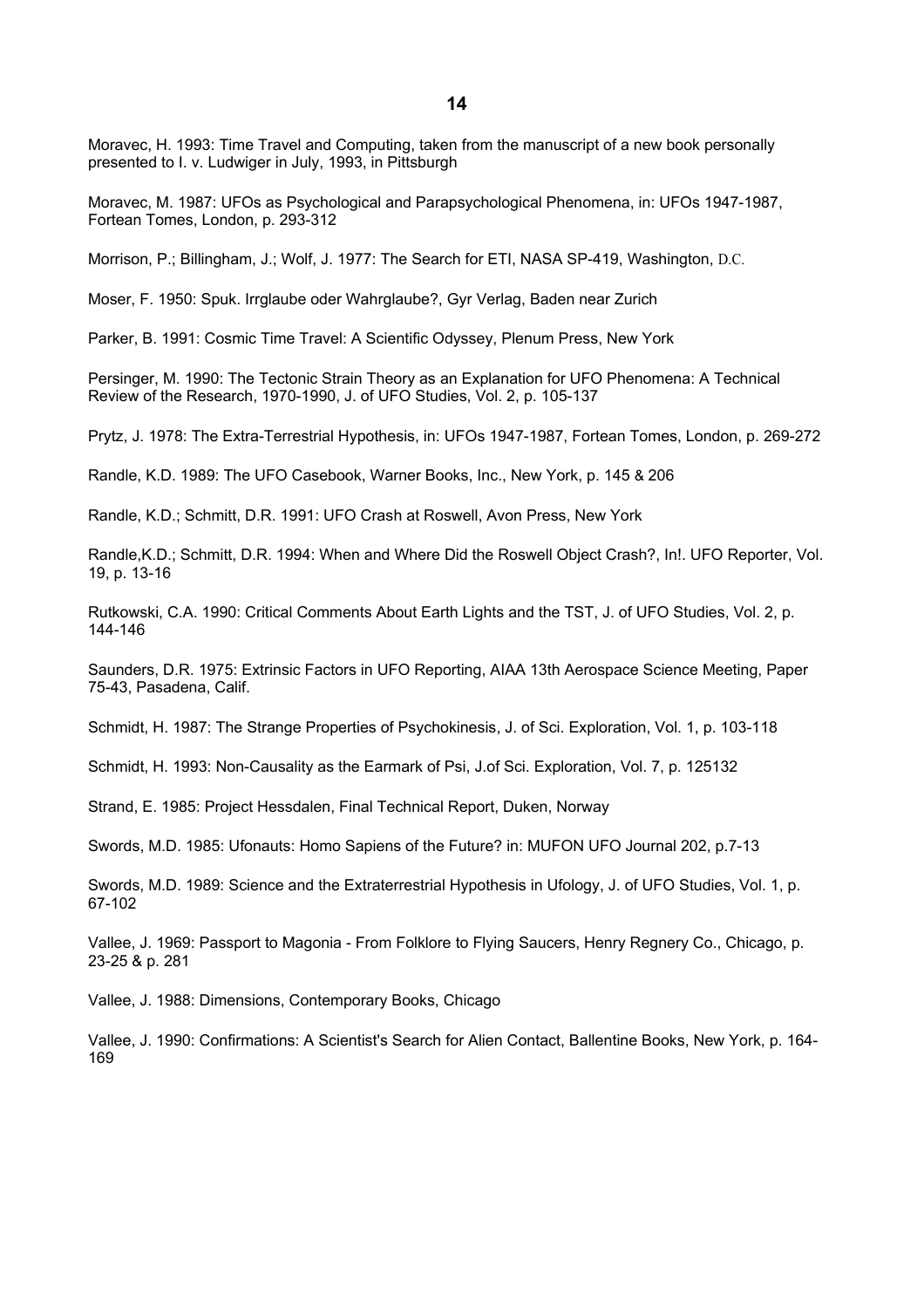Moravec, H. 1993: Time Travel and Computing, taken from the manuscript of a new book personally presented to I. v. Ludwiger in July, 1993, in Pittsburgh

Moravec, M. 1987: UFOs as Psychological and Parapsychological Phenomena, in: UFOs 1947-1987, Fortean Tomes, London, p. 293-312

Morrison, P.; Billingham, J.; Wolf, J. 1977: The Search for ETI, NASA SP-419, Washington, D.C.

Moser, F. 1950: Spuk. Irrglaube oder Wahrglaube?, Gyr Verlag, Baden near Zurich

Parker, B. 1991: Cosmic Time Travel: A Scientific Odyssey, Plenum Press, New York

Persinger, M. 1990: The Tectonic Strain Theory as an Explanation for UFO Phenomena: A Technical Review of the Research, 1970-1990, J. of UFO Studies, Vol. 2, p. 105-137

Prytz, J. 1978: The Extra-Terrestrial Hypothesis, in: UFOs 1947-1987, Fortean Tomes, London, p. 269-272

Randle, K.D. 1989: The UFO Casebook, Warner Books, Inc., New York, p. 145 & 206

Randle, K.D.; Schmitt, D.R. 1991: UFO Crash at Roswell, Avon Press, New York

Randle,K.D.; Schmitt, D.R. 1994: When and Where Did the Roswell Object Crash?, In!. UFO Reporter, Vol. 19, p. 13-16

Rutkowski, C.A. 1990: Critical Comments About Earth Lights and the TST, J. of UFO Studies, Vol. 2, p. 144-146

Saunders, D.R. 1975: Extrinsic Factors in UFO Reporting, AIAA 13th Aerospace Science Meeting, Paper 75-43, Pasadena, Calif.

Schmidt, H. 1987: The Strange Properties of Psychokinesis, J. of Sci. Exploration, Vol. 1, p. 103-118

Schmidt, H. 1993: Non-Causality as the Earmark of Psi, J.of Sci. Exploration, Vol. 7, p. 125132

Strand, E. 1985: Project Hessdalen, Final Technical Report, Duken, Norway

Swords, M.D. 1985: Ufonauts: Homo Sapiens of the Future? in: MUFON UFO Journal 202, p.7-13

Swords, M.D. 1989: Science and the Extraterrestrial Hypothesis in Ufology, J. of UFO Studies, Vol. 1, p. 67-102

Vallee, J. 1969: Passport to Magonia - From Folklore to Flying Saucers, Henry Regnery Co., Chicago, p. 23-25 & p. 281

Vallee, J. 1988: Dimensions, Contemporary Books, Chicago

Vallee, J. 1990: Confirmations: A Scientist's Search for Alien Contact, Ballentine Books, New York, p. 164-169